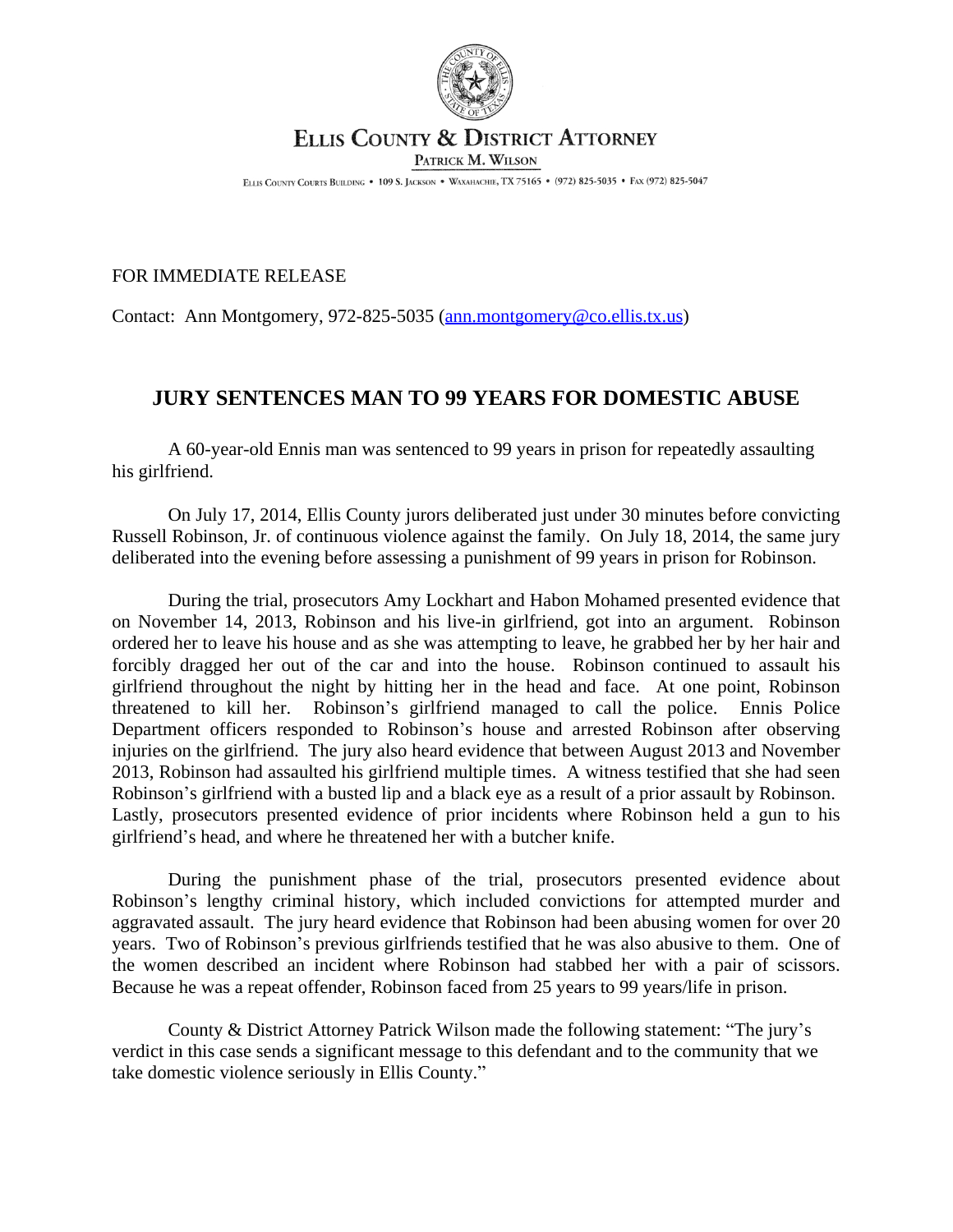# ELLIS COUNTY & DISTRICT ATTORNEY

PATRICK M. WILSON

ELLIS COUNTY COURTS BUILDING • 109 S. JACKSON • WAXAHACHIE, TX 75165 • (972) 825-5035 • FAX (972) 825-5047

FOR IMMEDIATE RELEASE

Contact: Ann Montgomery, 972-825-5035 (ann.montgomery@co.ellis.tx.us)

## JURY SENTENCES MAN TO 99 YEARS FOR DOMESTIC ABUSE

A 60-year-old Ennis man was sentenced to 99 years in prison for repeatedly assaulting his girlfriend.

On July 17, 2014, Ellis County jurors deliberated just under 30 minutes before convicting Russell Robinson, Jr. of continuous violence against the family. On July 18, 2014, the same jury deliberated into the evening before assessing a punishment of 99 years in prison for Robinson.

During the trial, prosecutors Amy Lockhart and Habon Mohamed presented evidence that on November 14, 2013, Robinson and his live-in girlfriend, got into an argument. Robinson ordered her to leave his house and as she was attempting to leave, he grabbed her by her hair and forcibly dragged her out of the car and into the house. Robinson continued to assault his girlfriend throughout the night by hitting her in the head and face. At one point, Robinson threatened to kill her. Robinson's girlfriend managed to call the police. Ennis Police Department officers responded to Robinson's house and arrested Robinson after observing injuries on the girlfriend. The jury also heard evidence that between August 2013 and November 2013, Robinson had assaulted his girlfriend multiple times. A witness testified that she had seen Robinson's girlfriend with a busted lip and a black eye as a result of a prior assault by Robinson. Lastly, prosecutors presented evidence of prior incidents where Robinson held a gun to his girlfriend's head, and where he threatened her with a butcher knife.

During the punishment phase of the trial, prosecutors presented evidence about Robinson's lengthy criminal history, which included convictions for attempted murder and aggravated assault. The jury heard evidence that Robinson had been abusing women for over 20 years. Two of Robinson's previous girlfriends testified that he was also abusive to them. One of the women described an incident where Robinson had stabbed her with a pair of scissors. Because he was a repeat offender, Robinson faced from 25 years to 99 years/life in prison.

County & District Attorney Patrick Wilson made the following statement: "The jury's verdict in this case sends a significant message to this defendant and to the community that we take domestic violence seriously in Ellis County."